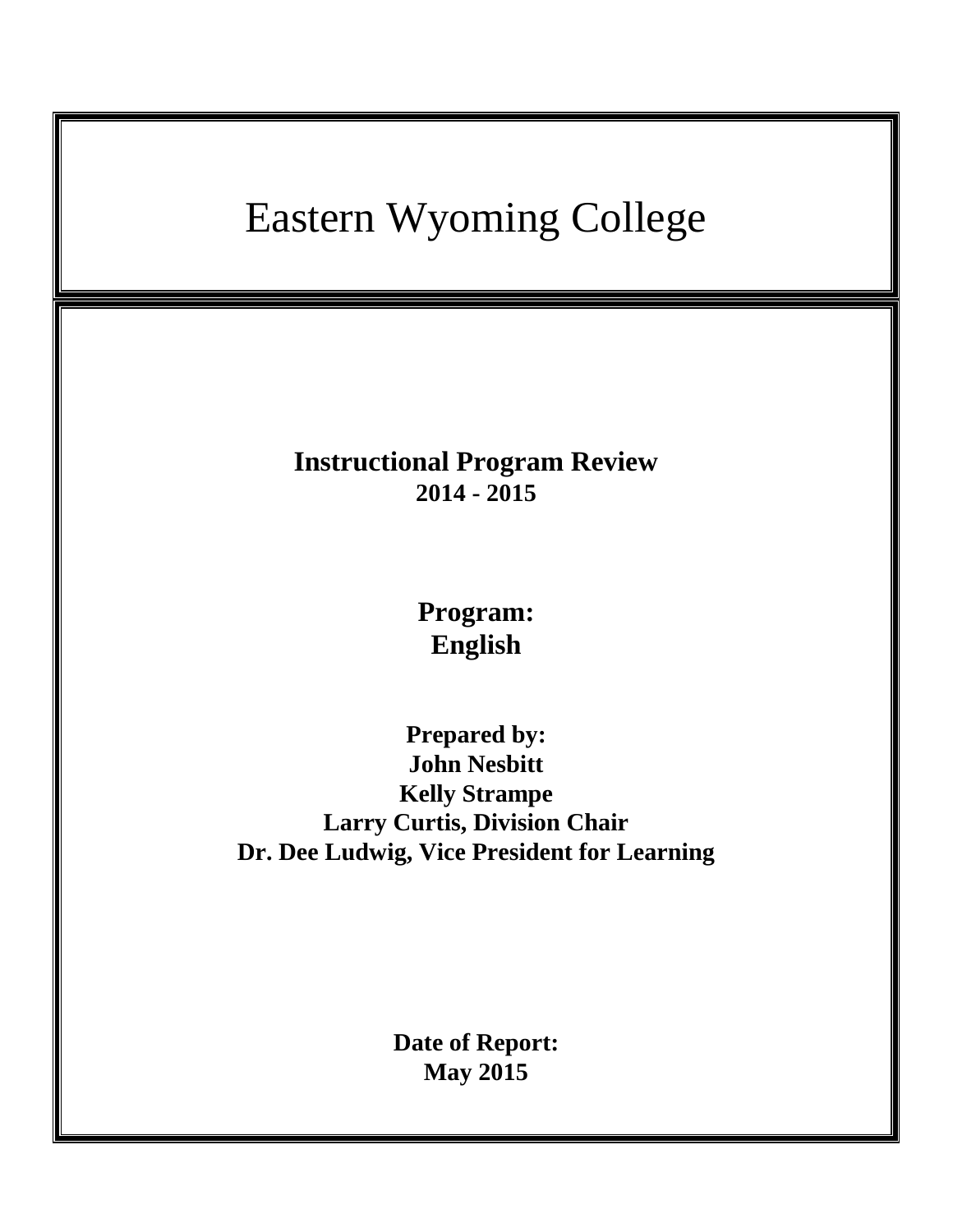# Eastern Wyoming College

**Instructional Program Review**
**2014 - 2015**

**Program:**
**English**

**Prepared by:**
**John Nesbitt**
**Kelly Strampe**
**Larry Curtis, Division Chair**
**Dr. Dee Ludwig, Vice President for Learning**

**Date of Report:**
**May 2015**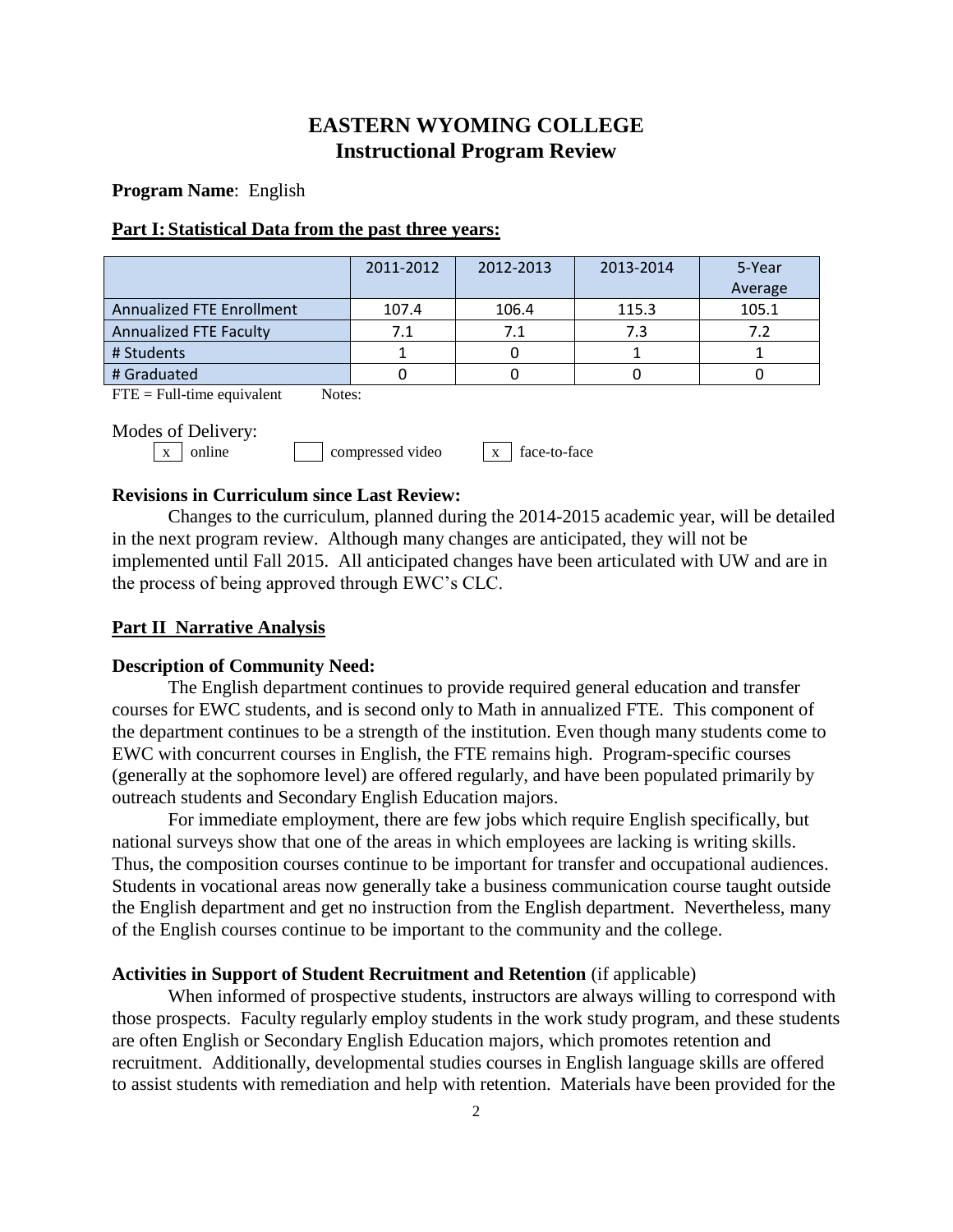# EASTERN WYOMING COLLEGE
## Instructional Program Review

**Program Name**: English

**Part I: Statistical Data from the past three years:**

| | 2011-2012 | 2012-2013 | 2013-2014 | 5-Year Average |
|---|---|---|---|---|
| Annualized FTE Enrollment | 107.4 | 106.4 | 115.3 | 105.1 |
| Annualized FTE Faculty | 7.1 | 7.1 | 7.3 | 7.2 |
| # Students | 1 | 0 | 1 | 1 |
| # Graduated | 0 | 0 | 0 | 0 |

FTE = Full-time equivalent Notes:

Modes of Delivery:

[x] online [ ] compressed video [x] face-to-face

**Revisions in Curriculum since Last Review:**

Changes to the curriculum, planned during the 2014-2015 academic year, will be detailed in the next program review. Although many changes are anticipated, they will not be implemented until Fall 2015. All anticipated changes have been articulated with UW and are in the process of being approved through EWC's CLC.

**Part II Narrative Analysis**

**Description of Community Need:**

The English department continues to provide required general education and transfer courses for EWC students, and is second only to Math in annualized FTE. This component of the department continues to be a strength of the institution. Even though many students come to EWC with concurrent courses in English, the FTE remains high. Program-specific courses (generally at the sophomore level) are offered regularly, and have been populated primarily by outreach students and Secondary English Education majors.

For immediate employment, there are few jobs which require English specifically, but national surveys show that one of the areas in which employees are lacking is writing skills. Thus, the composition courses continue to be important for transfer and occupational audiences. Students in vocational areas now generally take a business communication course taught outside the English department and get no instruction from the English department. Nevertheless, many of the English courses continue to be important to the community and the college.

**Activities in Support of Student Recruitment and Retention** (if applicable)

When informed of prospective students, instructors are always willing to correspond with those prospects. Faculty regularly employ students in the work study program, and these students are often English or Secondary English Education majors, which promotes retention and recruitment. Additionally, developmental studies courses in English language skills are offered to assist students with remediation and help with retention. Materials have been provided for the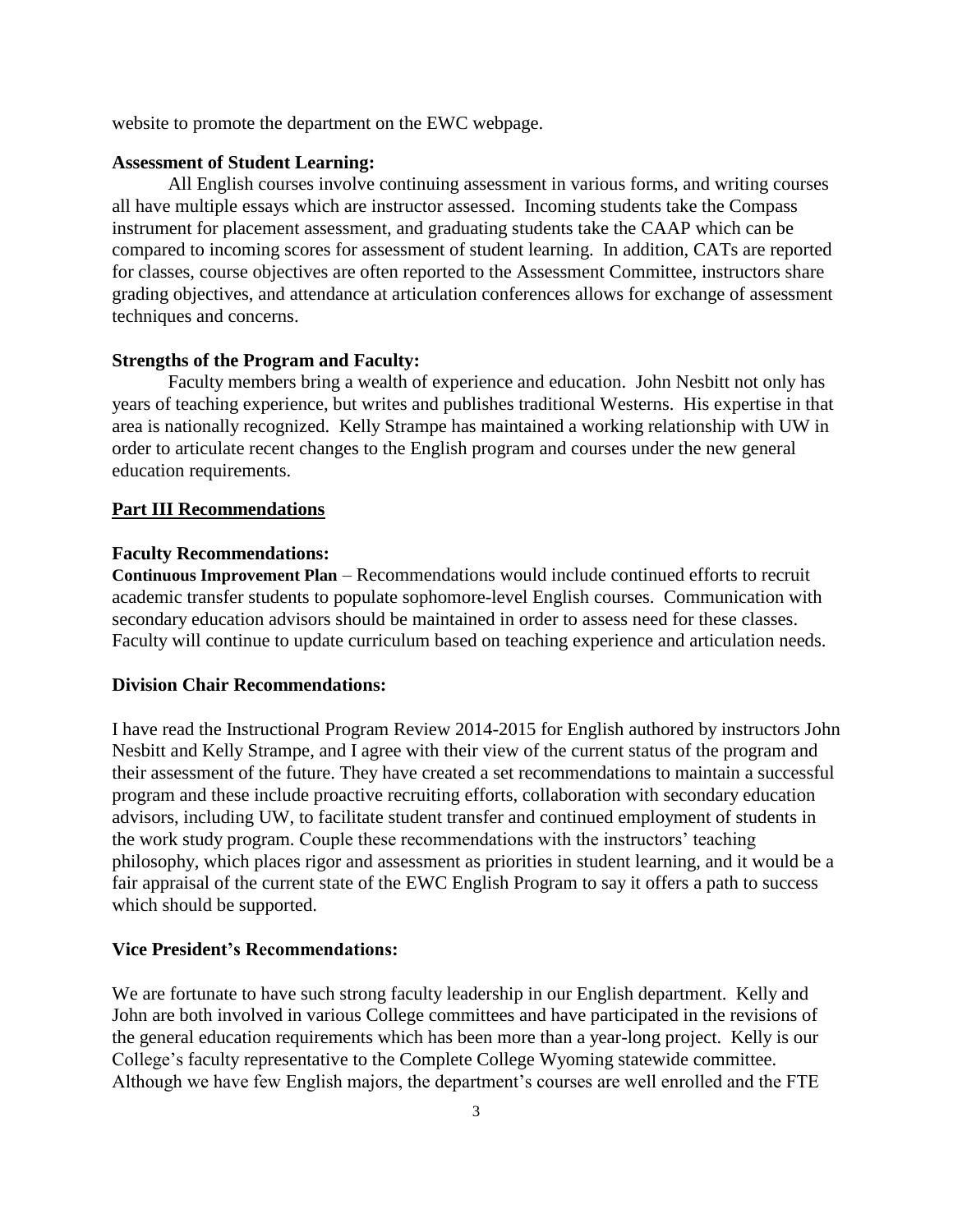website to promote the department on the EWC webpage.

**Assessment of Student Learning:**

All English courses involve continuing assessment in various forms, and writing courses all have multiple essays which are instructor assessed. Incoming students take the Compass instrument for placement assessment, and graduating students take the CAAP which can be compared to incoming scores for assessment of student learning. In addition, CATs are reported for classes, course objectives are often reported to the Assessment Committee, instructors share grading objectives, and attendance at articulation conferences allows for exchange of assessment techniques and concerns.

**Strengths of the Program and Faculty:**

Faculty members bring a wealth of experience and education. John Nesbitt not only has years of teaching experience, but writes and publishes traditional Westerns. His expertise in that area is nationally recognized. Kelly Strampe has maintained a working relationship with UW in order to articulate recent changes to the English program and courses under the new general education requirements.

## Part III Recommendations

**Faculty Recommendations:**

**Continuous Improvement Plan** – Recommendations would include continued efforts to recruit academic transfer students to populate sophomore-level English courses. Communication with secondary education advisors should be maintained in order to assess need for these classes. Faculty will continue to update curriculum based on teaching experience and articulation needs.

**Division Chair Recommendations:**

I have read the Instructional Program Review 2014-2015 for English authored by instructors John Nesbitt and Kelly Strampe, and I agree with their view of the current status of the program and their assessment of the future. They have created a set recommendations to maintain a successful program and these include proactive recruiting efforts, collaboration with secondary education advisors, including UW, to facilitate student transfer and continued employment of students in the work study program. Couple these recommendations with the instructors' teaching philosophy, which places rigor and assessment as priorities in student learning, and it would be a fair appraisal of the current state of the EWC English Program to say it offers a path to success which should be supported.

**Vice President's Recommendations:**

We are fortunate to have such strong faculty leadership in our English department. Kelly and John are both involved in various College committees and have participated in the revisions of the general education requirements which has been more than a year-long project. Kelly is our College's faculty representative to the Complete College Wyoming statewide committee. Although we have few English majors, the department's courses are well enrolled and the FTE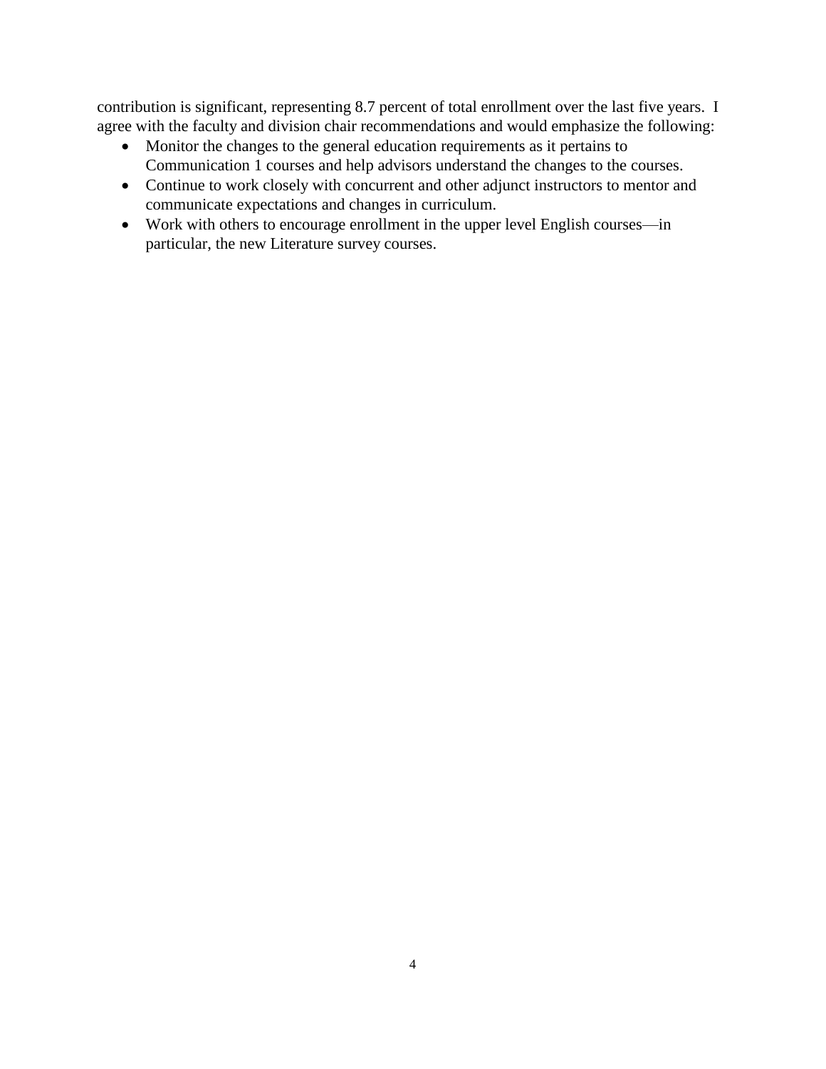contribution is significant, representing 8.7 percent of total enrollment over the last five years. I agree with the faculty and division chair recommendations and would emphasize the following:

- Monitor the changes to the general education requirements as it pertains to Communication 1 courses and help advisors understand the changes to the courses.
- Continue to work closely with concurrent and other adjunct instructors to mentor and communicate expectations and changes in curriculum.
- Work with others to encourage enrollment in the upper level English courses—in particular, the new Literature survey courses.